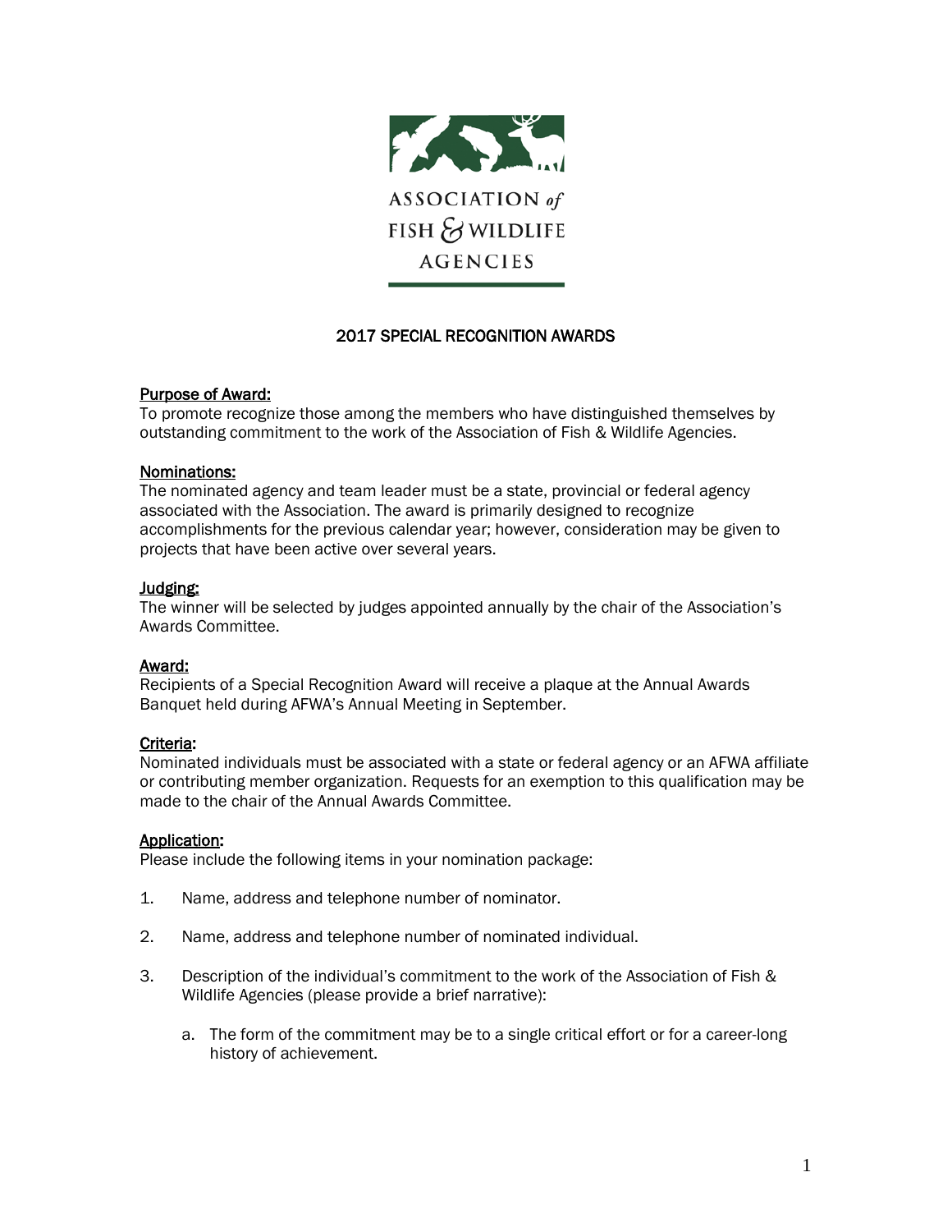ASSOCIATION of FISH & WILDLIFE AGENCIES

# 2017 SPECIAL RECOGNITION AWARDS

## Purpose of Award:

To promote recognize those among the members who have distinguished themselves by outstanding commitment to the work of the Association of Fish & Wildlife Agencies.

## Nominations:

The nominated agency and team leader must be a state, provincial or federal agency associated with the Association. The award is primarily designed to recognize accomplishments for the previous calendar year; however, consideration may be given to projects that have been active over several years.

## Judging:

The winner will be selected by judges appointed annually by the chair of the Association's Awards Committee.

## Award:

Recipients of a Special Recognition Award will receive a plaque at the Annual Awards Banquet held during AFWA's Annual Meeting in September.

## Criteria:

Nominated individuals must be associated with a state or federal agency or an AFWA affiliate or contributing member organization. Requests for an exemption to this qualification may be made to the chair of the Annual Awards Committee.

## Application:

Please include the following items in your nomination package:

1. Name, address and telephone number of nominator.

2. Name, address and telephone number of nominated individual.

3. Description of the individual's commitment to the work of the Association of Fish & Wildlife Agencies (please provide a brief narrative):

   a. The form of the commitment may be to a single critical effort or for a career-long history of achievement.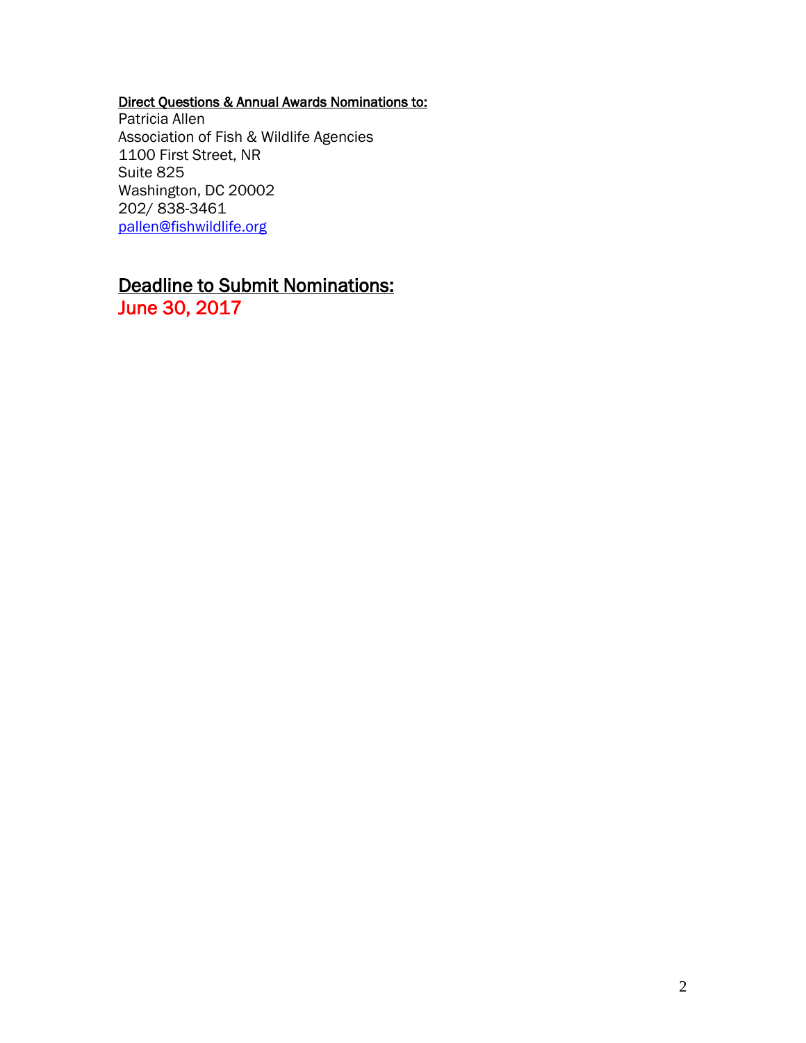**Direct Questions & Annual Awards Nominations to:**

Patricia Allen
Association of Fish & Wildlife Agencies
1100 First Street, NR
Suite 825
Washington, DC 20002
202/ 838-3461
pallen@fishwildlife.org

## Deadline to Submit Nominations:

June 30, 2017